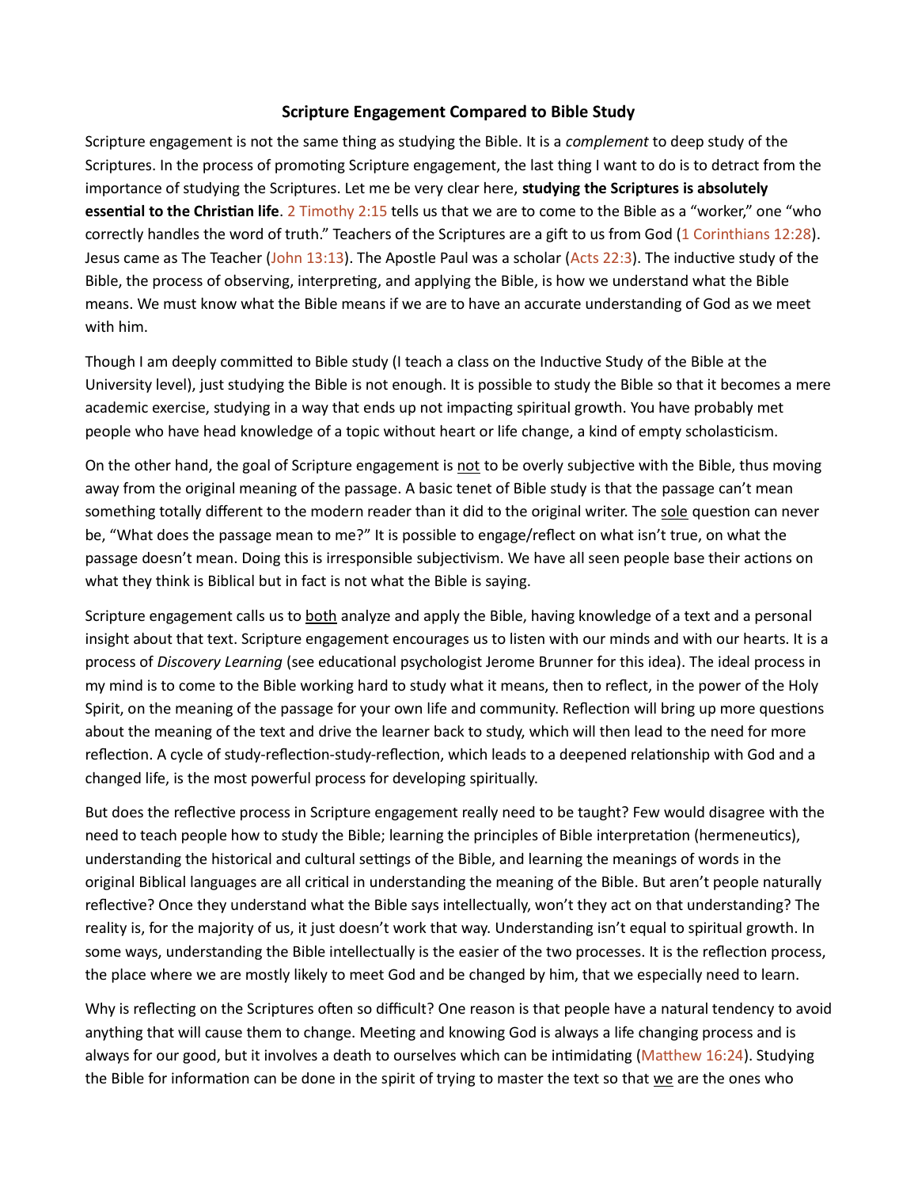**Scripture Engagement Compared to Bible Study**

Scripture engagement is not the same thing as studying the Bible. It is a *complement* to deep study of the Scriptures. In the process of promoting Scripture engagement, the last thing I want to do is to detract from the importance of studying the Scriptures. Let me be very clear here, **studying the Scriptures is absolutely essential to the Christian life**. 2 Timothy 2:15 tells us that we are to come to the Bible as a "worker," one "who correctly handles the word of truth." Teachers of the Scriptures are a gift to us from God (1 Corinthians 12:28). Jesus came as The Teacher (John 13:13). The Apostle Paul was a scholar (Acts 22:3). The inductive study of the Bible, the process of observing, interpreting, and applying the Bible, is how we understand what the Bible means. We must know what the Bible means if we are to have an accurate understanding of God as we meet with him.

Though I am deeply committed to Bible study (I teach a class on the Inductive Study of the Bible at the University level), just studying the Bible is not enough. It is possible to study the Bible so that it becomes a mere academic exercise, studying in a way that ends up not impacting spiritual growth. You have probably met people who have head knowledge of a topic without heart or life change, a kind of empty scholasticism.

On the other hand, the goal of Scripture engagement is <u>not</u> to be overly subjective with the Bible, thus moving away from the original meaning of the passage. A basic tenet of Bible study is that the passage can't mean something totally different to the modern reader than it did to the original writer. The <u>sole</u> question can never be, "What does the passage mean to me?" It is possible to engage/reflect on what isn't true, on what the passage doesn't mean. Doing this is irresponsible subjectivism. We have all seen people base their actions on what they think is Biblical but in fact is not what the Bible is saying.

Scripture engagement calls us to <u>both</u> analyze and apply the Bible, having knowledge of a text and a personal insight about that text. Scripture engagement encourages us to listen with our minds and with our hearts. It is a process of *Discovery Learning* (see educational psychologist Jerome Brunner for this idea). The ideal process in my mind is to come to the Bible working hard to study what it means, then to reflect, in the power of the Holy Spirit, on the meaning of the passage for your own life and community. Reflection will bring up more questions about the meaning of the text and drive the learner back to study, which will then lead to the need for more reflection. A cycle of study-reflection-study-reflection, which leads to a deepened relationship with God and a changed life, is the most powerful process for developing spiritually.

But does the reflective process in Scripture engagement really need to be taught? Few would disagree with the need to teach people how to study the Bible; learning the principles of Bible interpretation (hermeneutics), understanding the historical and cultural settings of the Bible, and learning the meanings of words in the original Biblical languages are all critical in understanding the meaning of the Bible. But aren't people naturally reflective? Once they understand what the Bible says intellectually, won't they act on that understanding? The reality is, for the majority of us, it just doesn't work that way. Understanding isn't equal to spiritual growth. In some ways, understanding the Bible intellectually is the easier of the two processes. It is the reflection process, the place where we are mostly likely to meet God and be changed by him, that we especially need to learn.

Why is reflecting on the Scriptures often so difficult? One reason is that people have a natural tendency to avoid anything that will cause them to change. Meeting and knowing God is always a life changing process and is always for our good, but it involves a death to ourselves which can be intimidating (Matthew 16:24). Studying the Bible for information can be done in the spirit of trying to master the text so that <u>we</u> are the ones who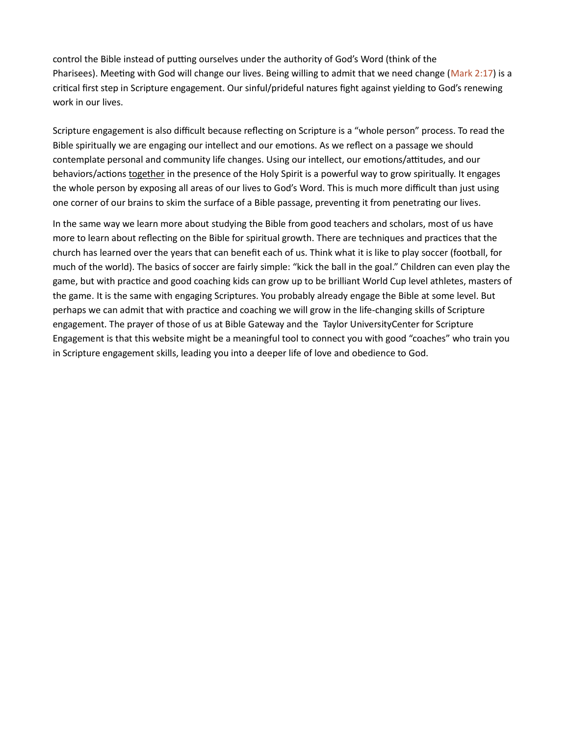control the Bible instead of putting ourselves under the authority of God's Word (think of the Pharisees). Meeting with God will change our lives. Being willing to admit that we need change (Mark 2:17) is a critical first step in Scripture engagement. Our sinful/prideful natures fight against yielding to God's renewing work in our lives.

Scripture engagement is also difficult because reflecting on Scripture is a "whole person" process. To read the Bible spiritually we are engaging our intellect and our emotions. As we reflect on a passage we should contemplate personal and community life changes. Using our intellect, our emotions/attitudes, and our behaviors/actions <u>together</u> in the presence of the Holy Spirit is a powerful way to grow spiritually. It engages the whole person by exposing all areas of our lives to God's Word. This is much more difficult than just using one corner of our brains to skim the surface of a Bible passage, preventing it from penetrating our lives.

In the same way we learn more about studying the Bible from good teachers and scholars, most of us have more to learn about reflecting on the Bible for spiritual growth. There are techniques and practices that the church has learned over the years that can benefit each of us. Think what it is like to play soccer (football, for much of the world). The basics of soccer are fairly simple: "kick the ball in the goal." Children can even play the game, but with practice and good coaching kids can grow up to be brilliant World Cup level athletes, masters of the game. It is the same with engaging Scriptures. You probably already engage the Bible at some level. But perhaps we can admit that with practice and coaching we will grow in the life-changing skills of Scripture engagement. The prayer of those of us at Bible Gateway and the Taylor UniversityCenter for Scripture Engagement is that this website might be a meaningful tool to connect you with good "coaches" who train you in Scripture engagement skills, leading you into a deeper life of love and obedience to God.